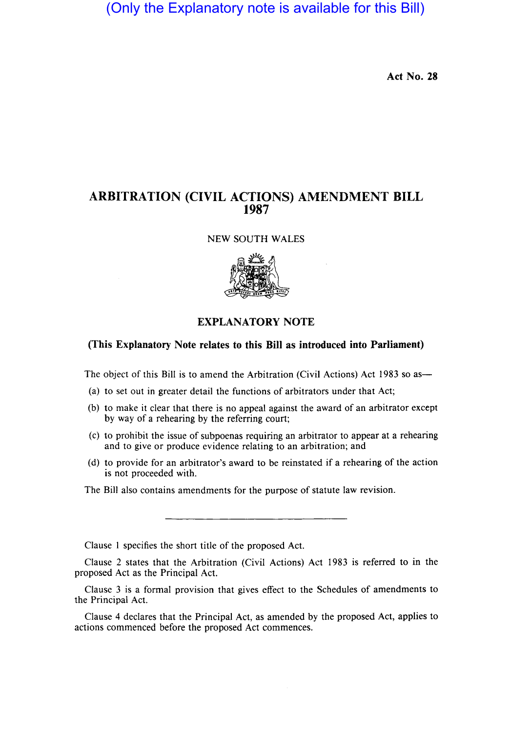(Only the Explanatory note is available for this Bill)

Act No. 28

# ARBITRATION (CIVIL ACTIONS) AMENDMENT BILL 1987

NEW SOUTH WALES

## EXPLANATORY NOTE

**(This Explanatory Note relates to this Bill as introduced into Parliament)**

The object of this Bill is to amend the Arbitration (Civil Actions) Act 1983 so as—

(a) to set out in greater detail the functions of arbitrators under that Act;

(b) to make it clear that there is no appeal against the award of an arbitrator except by way of a rehearing by the referring court;

(c) to prohibit the issue of subpoenas requiring an arbitrator to appear at a rehearing and to give or produce evidence relating to an arbitration; and

(d) to provide for an arbitrator's award to be reinstated if a rehearing of the action is not proceeded with.

The Bill also contains amendments for the purpose of statute law revision.

---

Clause 1 specifies the short title of the proposed Act.

Clause 2 states that the Arbitration (Civil Actions) Act 1983 is referred to in the proposed Act as the Principal Act.

Clause 3 is a formal provision that gives effect to the Schedules of amendments to the Principal Act.

Clause 4 declares that the Principal Act, as amended by the proposed Act, applies to actions commenced before the proposed Act commences.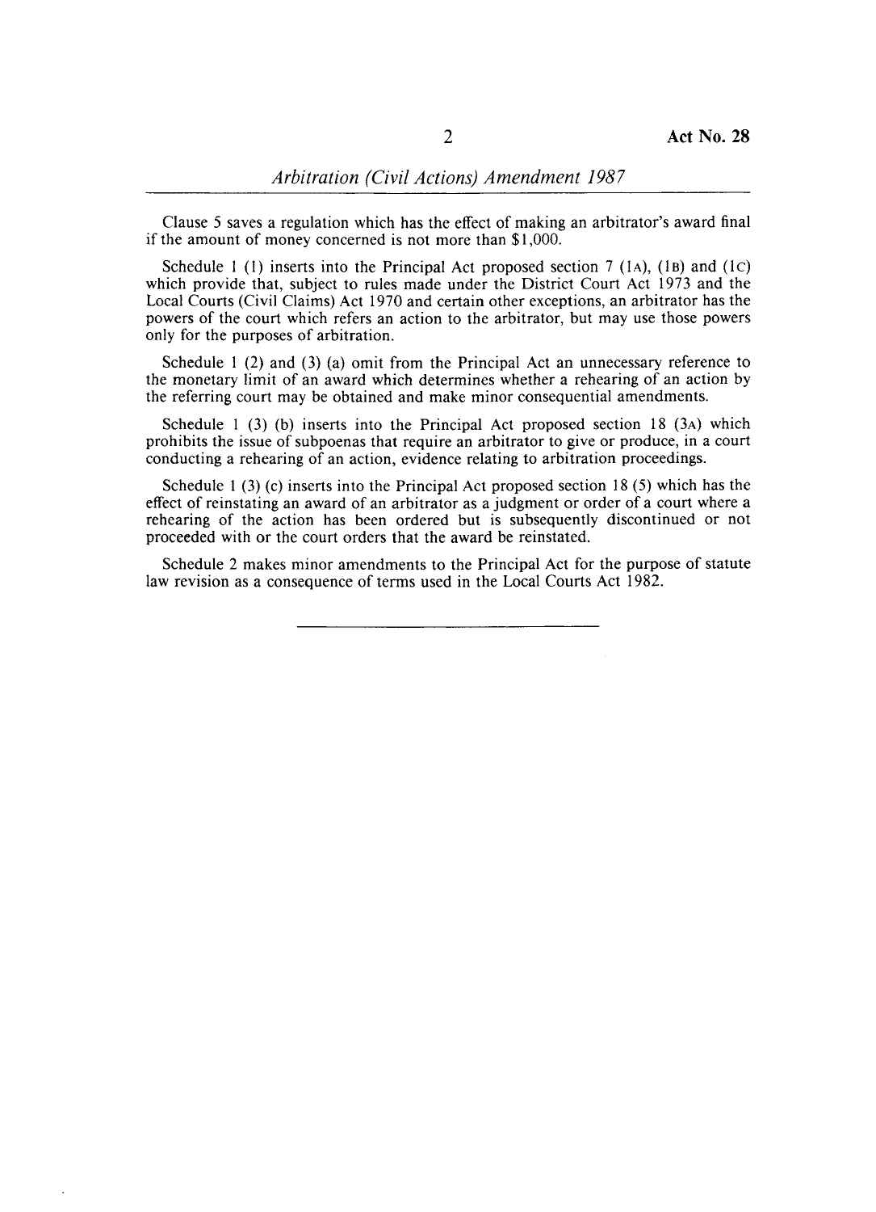Clause 5 saves a regulation which has the effect of making an arbitrator's award final if the amount of money concerned is not more than $1,000.

Schedule 1 (1) inserts into the Principal Act proposed section 7 (1A), (1B) and (1C) which provide that, subject to rules made under the District Court Act 1973 and the Local Courts (Civil Claims) Act 1970 and certain other exceptions, an arbitrator has the powers of the court which refers an action to the arbitrator, but may use those powers only for the purposes of arbitration.

Schedule 1 (2) and (3) (a) omit from the Principal Act an unnecessary reference to the monetary limit of an award which determines whether a rehearing of an action by the referring court may be obtained and make minor consequential amendments.

Schedule 1 (3) (b) inserts into the Principal Act proposed section 18 (3A) which prohibits the issue of subpoenas that require an arbitrator to give or produce, in a court conducting a rehearing of an action, evidence relating to arbitration proceedings.

Schedule 1 (3) (c) inserts into the Principal Act proposed section 18 (5) which has the effect of reinstating an award of an arbitrator as a judgment or order of a court where a rehearing of the action has been ordered but is subsequently discontinued or not proceeded with or the court orders that the award be reinstated.

Schedule 2 makes minor amendments to the Principal Act for the purpose of statute law revision as a consequence of terms used in the Local Courts Act 1982.